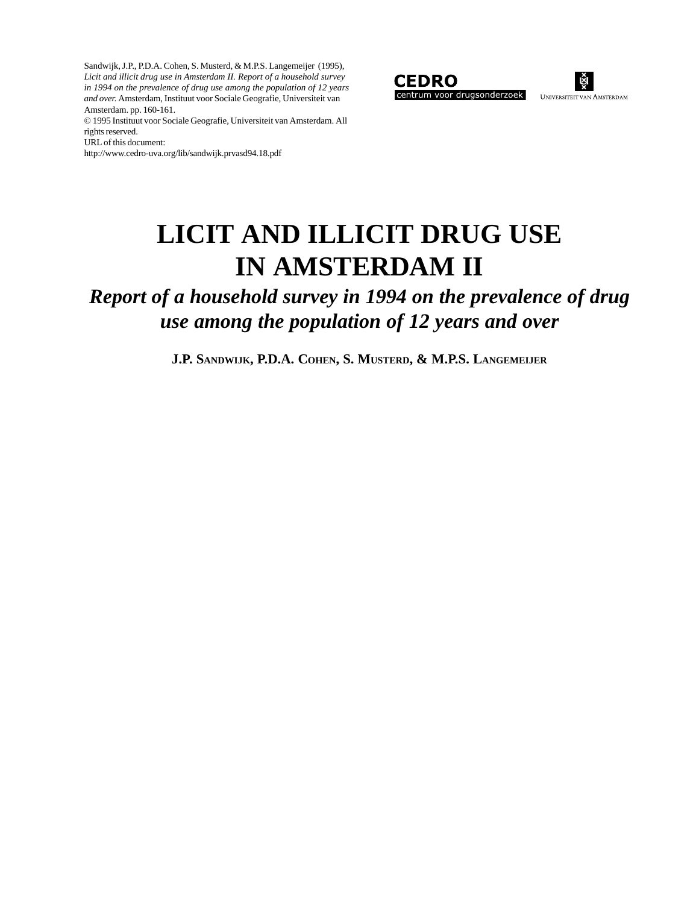Sandwijk, J.P., P.D.A. Cohen, S. Musterd, & M.P.S. Langemeijer (1995), *Licit and illicit drug use in Amsterdam II. Report of a household survey in 1994 on the prevalence of drug use among the population of 12 years and over.* Amsterdam, Instituut voor Sociale Geografie, Universiteit van Amsterdam. pp. 160-161.
© 1995 Instituut voor Sociale Geografie, Universiteit van Amsterdam. All rights reserved.
URL of this document:
http://www.cedro-uva.org/lib/sandwijk.prvasd94.18.pdf

CEDRO
centrum voor drugsonderzoek

Universiteit van Amsterdam

# LICIT AND ILLICIT DRUG USE IN AMSTERDAM II

## *Report of a household survey in 1994 on the prevalence of drug use among the population of 12 years and over*

**J.P. Sandwijk, P.D.A. Cohen, S. Musterd, & M.P.S. Langemeijer**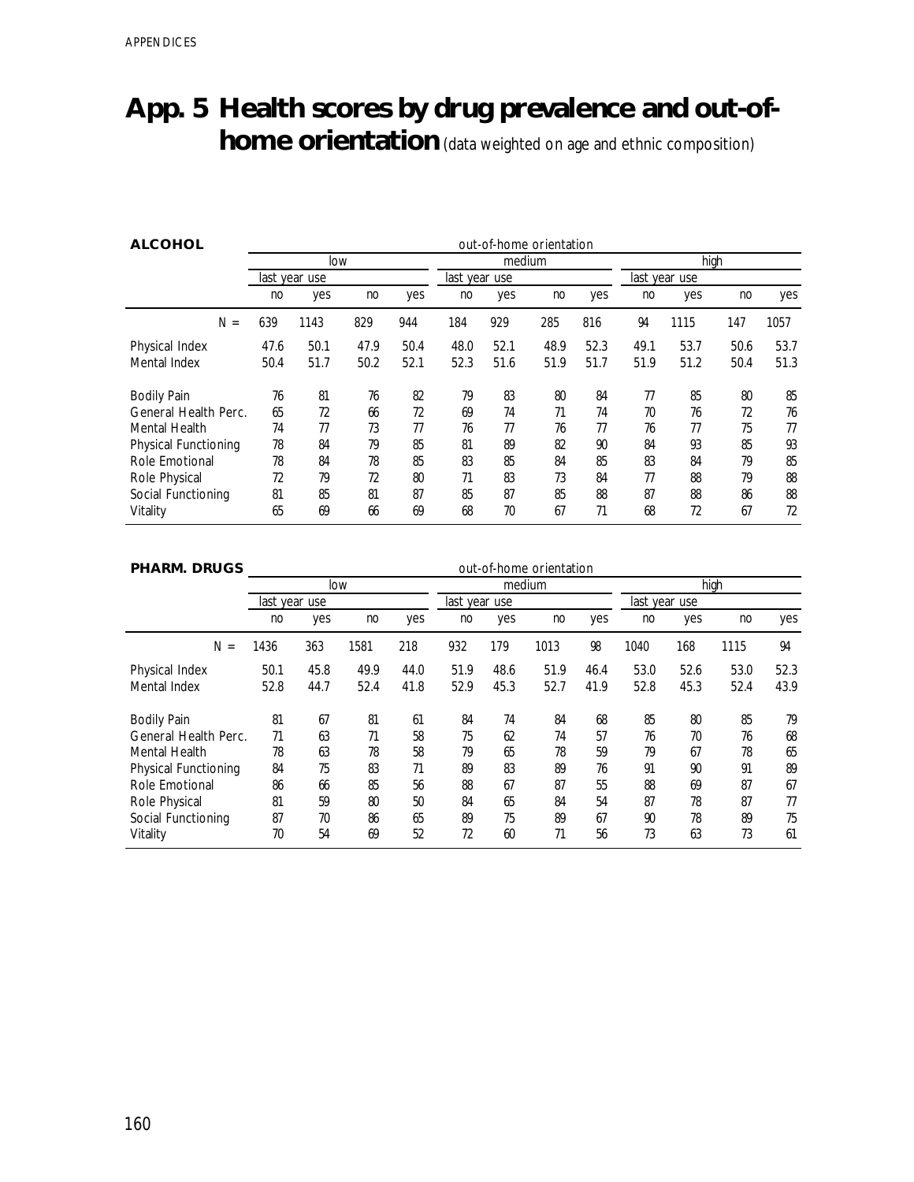# App. 5 Health scores by drug prevalence and out-of-home orientation (data weighted on age and ethnic composition)

| ALCOHOL | out-of-home orientation | | | | | | | | | | | |
|---|---|---|---|---|---|---|---|---|---|---|---|---|
| | low | | | | medium | | | | high | | | |
| | last year use | | | | last year use | | | | last year use | | | |
| | no | yes | no | yes | no | yes | no | yes | no | yes | no | yes |
| N = | 639 | 1143 | 829 | 944 | 184 | 929 | 285 | 816 | 94 | 1115 | 147 | 1057 |
| Physical Index | 47.6 | 50.1 | 47.9 | 50.4 | 48.0 | 52.1 | 48.9 | 52.3 | 49.1 | 53.7 | 50.6 | 53.7 |
| Mental Index | 50.4 | 51.7 | 50.2 | 52.1 | 52.3 | 51.6 | 51.9 | 51.7 | 51.9 | 51.2 | 50.4 | 51.3 |
| Bodily Pain | 76 | 81 | 76 | 82 | 79 | 83 | 80 | 84 | 77 | 85 | 80 | 85 |
| General Health Perc. | 65 | 72 | 66 | 72 | 69 | 74 | 71 | 74 | 70 | 76 | 72 | 76 |
| Mental Health | 74 | 77 | 73 | 77 | 76 | 77 | 76 | 77 | 76 | 77 | 75 | 77 |
| Physical Functioning | 78 | 84 | 79 | 85 | 81 | 89 | 82 | 90 | 84 | 93 | 85 | 93 |
| Role Emotional | 78 | 84 | 78 | 85 | 83 | 85 | 84 | 85 | 83 | 84 | 79 | 85 |
| Role Physical | 72 | 79 | 72 | 80 | 71 | 83 | 73 | 84 | 77 | 88 | 79 | 88 |
| Social Functioning | 81 | 85 | 81 | 87 | 85 | 87 | 85 | 88 | 87 | 88 | 86 | 88 |
| Vitality | 65 | 69 | 66 | 69 | 68 | 70 | 67 | 71 | 68 | 72 | 67 | 72 |

| PHARM. DRUGS | out-of-home orientation | | | | | | | | | | | |
|---|---|---|---|---|---|---|---|---|---|---|---|---|
| | low | | | | medium | | | | high | | | |
| | last year use | | | | last year use | | | | last year use | | | |
| | no | yes | no | yes | no | yes | no | yes | no | yes | no | yes |
| N = | 1436 | 363 | 1581 | 218 | 932 | 179 | 1013 | 98 | 1040 | 168 | 1115 | 94 |
| Physical Index | 50.1 | 45.8 | 49.9 | 44.0 | 51.9 | 48.6 | 51.9 | 46.4 | 53.0 | 52.6 | 53.0 | 52.3 |
| Mental Index | 52.8 | 44.7 | 52.4 | 41.8 | 52.9 | 45.3 | 52.7 | 41.9 | 52.8 | 45.3 | 52.4 | 43.9 |
| Bodily Pain | 81 | 67 | 81 | 61 | 84 | 74 | 84 | 68 | 85 | 80 | 85 | 79 |
| General Health Perc. | 71 | 63 | 71 | 58 | 75 | 62 | 74 | 57 | 76 | 70 | 76 | 68 |
| Mental Health | 78 | 63 | 78 | 58 | 79 | 65 | 78 | 59 | 79 | 67 | 78 | 65 |
| Physical Functioning | 84 | 75 | 83 | 71 | 89 | 83 | 89 | 76 | 91 | 90 | 91 | 89 |
| Role Emotional | 86 | 66 | 85 | 56 | 88 | 67 | 87 | 55 | 88 | 69 | 87 | 67 |
| Role Physical | 81 | 59 | 80 | 50 | 84 | 65 | 84 | 54 | 87 | 78 | 87 | 77 |
| Social Functioning | 87 | 70 | 86 | 65 | 89 | 75 | 89 | 67 | 90 | 78 | 89 | 75 |
| Vitality | 70 | 54 | 69 | 52 | 72 | 60 | 71 | 56 | 73 | 63 | 73 | 61 |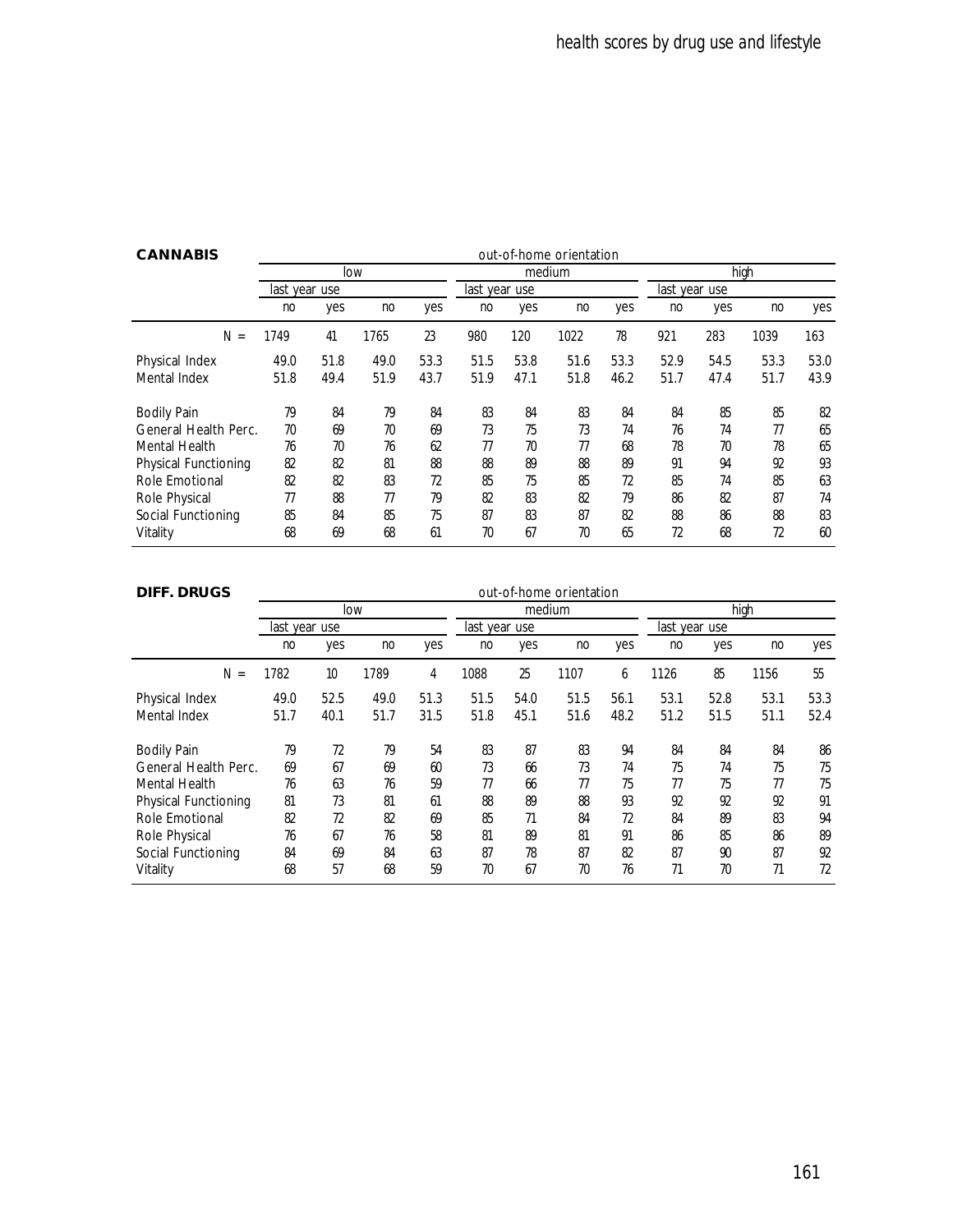**CANNABIS**

| | out-of-home orientation | | | | | | | | | | | |
|---|---|---|---|---|---|---|---|---|---|---|---|---|
| | low | | | | medium | | | | high | | | |
| | last year use | | | | last year use | | | | last year use | | | |
| | no | yes | no | yes | no | yes | no | yes | no | yes | no | yes |
| N = | 1749 | 41 | 1765 | 23 | 980 | 120 | 1022 | 78 | 921 | 283 | 1039 | 163 |
| Physical Index | 49.0 | 51.8 | 49.0 | 53.3 | 51.5 | 53.8 | 51.6 | 53.3 | 52.9 | 54.5 | 53.3 | 53.0 |
| Mental Index | 51.8 | 49.4 | 51.9 | 43.7 | 51.9 | 47.1 | 51.8 | 46.2 | 51.7 | 47.4 | 51.7 | 43.9 |
| Bodily Pain | 79 | 84 | 79 | 84 | 83 | 84 | 83 | 84 | 84 | 85 | 85 | 82 |
| General Health Perc. | 70 | 69 | 70 | 69 | 73 | 75 | 73 | 74 | 76 | 74 | 77 | 65 |
| Mental Health | 76 | 70 | 76 | 62 | 77 | 70 | 77 | 68 | 78 | 70 | 78 | 65 |
| Physical Functioning | 82 | 82 | 81 | 88 | 88 | 89 | 88 | 89 | 91 | 94 | 92 | 93 |
| Role Emotional | 82 | 82 | 83 | 72 | 85 | 75 | 85 | 72 | 85 | 74 | 85 | 63 |
| Role Physical | 77 | 88 | 77 | 79 | 82 | 83 | 82 | 79 | 86 | 82 | 87 | 74 |
| Social Functioning | 85 | 84 | 85 | 75 | 87 | 83 | 87 | 82 | 88 | 86 | 88 | 83 |
| Vitality | 68 | 69 | 68 | 61 | 70 | 67 | 70 | 65 | 72 | 68 | 72 | 60 |

**DIFF. DRUGS**

| | out-of-home orientation | | | | | | | | | | | |
|---|---|---|---|---|---|---|---|---|---|---|---|---|
| | low | | | | medium | | | | high | | | |
| | last year use | | | | last year use | | | | last year use | | | |
| | no | yes | no | yes | no | yes | no | yes | no | yes | no | yes |
| N = | 1782 | 10 | 1789 | 4 | 1088 | 25 | 1107 | 6 | 1126 | 85 | 1156 | 55 |
| Physical Index | 49.0 | 52.5 | 49.0 | 51.3 | 51.5 | 54.0 | 51.5 | 56.1 | 53.1 | 52.8 | 53.1 | 53.3 |
| Mental Index | 51.7 | 40.1 | 51.7 | 31.5 | 51.8 | 45.1 | 51.6 | 48.2 | 51.2 | 51.5 | 51.1 | 52.4 |
| Bodily Pain | 79 | 72 | 79 | 54 | 83 | 87 | 83 | 94 | 84 | 84 | 84 | 86 |
| General Health Perc. | 69 | 67 | 69 | 60 | 73 | 66 | 73 | 74 | 75 | 74 | 75 | 75 |
| Mental Health | 76 | 63 | 76 | 59 | 77 | 66 | 77 | 75 | 77 | 75 | 77 | 75 |
| Physical Functioning | 81 | 73 | 81 | 61 | 88 | 89 | 88 | 93 | 92 | 92 | 92 | 91 |
| Role Emotional | 82 | 72 | 82 | 69 | 85 | 71 | 84 | 72 | 84 | 89 | 83 | 94 |
| Role Physical | 76 | 67 | 76 | 58 | 81 | 89 | 81 | 91 | 86 | 85 | 86 | 89 |
| Social Functioning | 84 | 69 | 84 | 63 | 87 | 78 | 87 | 82 | 87 | 90 | 87 | 92 |
| Vitality | 68 | 57 | 68 | 59 | 70 | 67 | 70 | 76 | 71 | 70 | 71 | 72 |